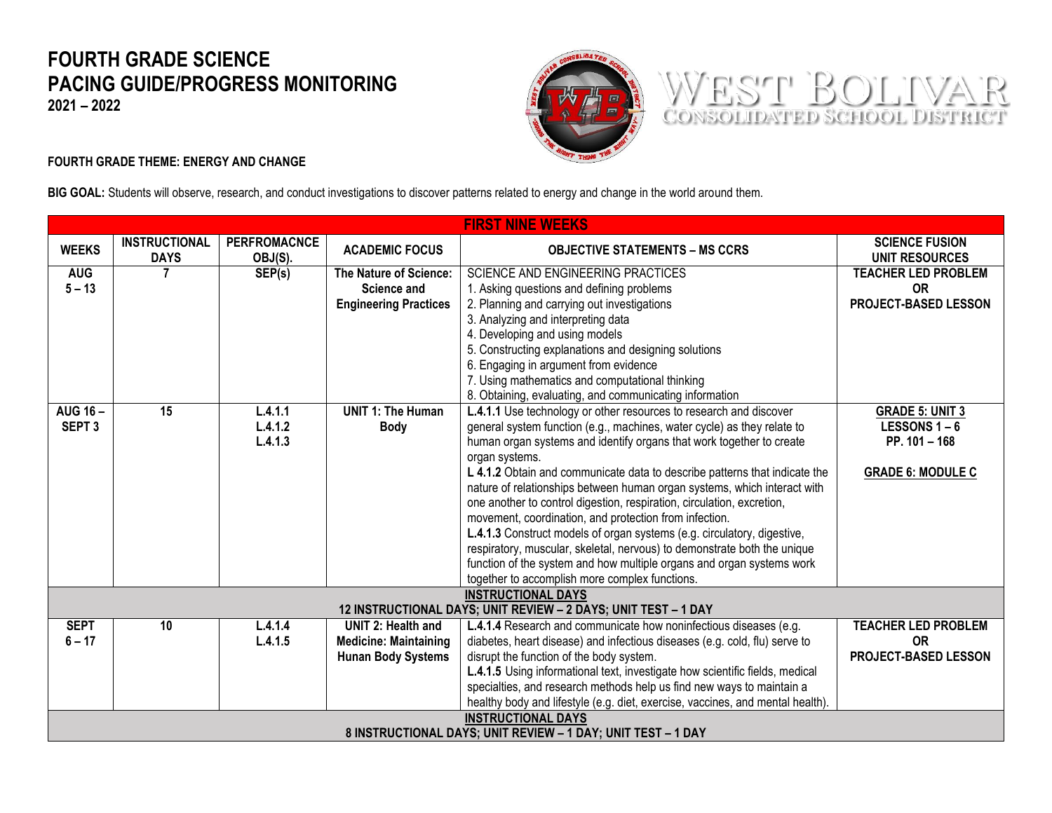# FOURTH GRADE SCIENCE
# PACING GUIDE/PROGRESS MONITORING
**2021 – 2022**

WEST BOLIVAR
CONSOLIDATED SCHOOL DISTRICT

**FOURTH GRADE THEME: ENERGY AND CHANGE**

**BIG GOAL:** Students will observe, research, and conduct investigations to discover patterns related to energy and change in the world around them.

| FIRST NINE WEEKS | | | | | |
|---|---|---|---|---|---|
| **WEEKS** | **INSTRUCTIONAL DAYS** | **PERFROMACNCE OBJ(S).** | **ACADEMIC FOCUS** | **OBJECTIVE STATEMENTS – MS CCRS** | **SCIENCE FUSION UNIT RESOURCES** |
| **AUG 5 – 13** | **7** | **SEP(s)** | **The Nature of Science: Science and Engineering Practices** | SCIENCE AND ENGINEERING PRACTICES<br>1. Asking questions and defining problems<br>2. Planning and carrying out investigations<br>3. Analyzing and interpreting data<br>4. Developing and using models<br>5. Constructing explanations and designing solutions<br>6. Engaging in argument from evidence<br>7. Using mathematics and computational thinking<br>8. Obtaining, evaluating, and communicating information | **TEACHER LED PROBLEM OR PROJECT-BASED LESSON** |
| **AUG 16 – SEPT 3** | **15** | **L.4.1.1<br>L.4.1.2<br>L.4.1.3** | **UNIT 1: The Human Body** | **L.4.1.1** Use technology or other resources to research and discover general system function (e.g., machines, water cycle) as they relate to human organ systems and identify organs that work together to create organ systems.<br>**L 4.1.2** Obtain and communicate data to describe patterns that indicate the nature of relationships between human organ systems, which interact with one another to control digestion, respiration, circulation, excretion, movement, coordination, and protection from infection.<br>**L.4.1.3** Construct models of organ systems (e.g. circulatory, digestive, respiratory, muscular, skeletal, nervous) to demonstrate both the unique function of the system and how multiple organs and organ systems work together to accomplish more complex functions. | **GRADE 5: UNIT 3<br>LESSONS 1 – 6<br>PP. 101 – 168**<br><br>**GRADE 6: MODULE C** |
| **INSTRUCTIONAL DAYS**<br>**12 INSTRUCTIONAL DAYS; UNIT REVIEW – 2 DAYS; UNIT TEST – 1 DAY** | | | | | |
| **SEPT 6 – 17** | **10** | **L.4.1.4<br>L.4.1.5** | **UNIT 2: Health and Medicine: Maintaining Hunan Body Systems** | **L.4.1.4** Research and communicate how noninfectious diseases (e.g. diabetes, heart disease) and infectious diseases (e.g. cold, flu) serve to disrupt the function of the body system.<br>**L.4.1.5** Using informational text, investigate how scientific fields, medical specialties, and research methods help us find new ways to maintain a healthy body and lifestyle (e.g. diet, exercise, vaccines, and mental health). | **TEACHER LED PROBLEM OR PROJECT-BASED LESSON** |
| **INSTRUCTIONAL DAYS**<br>**8 INSTRUCTIONAL DAYS; UNIT REVIEW – 1 DAY; UNIT TEST – 1 DAY** | | | | | |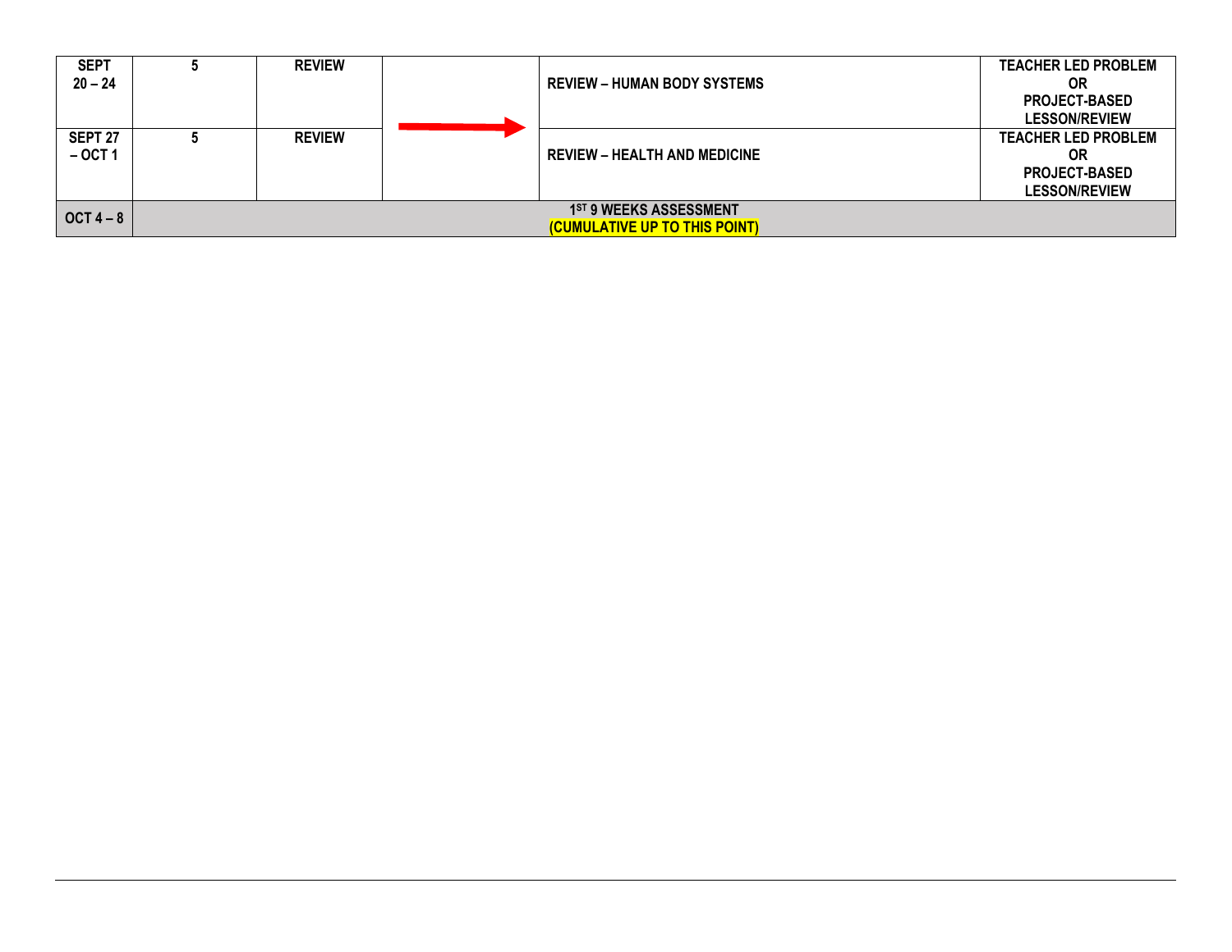| SEPT 20 – 24 | 5 | REVIEW | | REVIEW – HUMAN BODY SYSTEMS | TEACHER LED PROBLEM OR PROJECT-BASED LESSON/REVIEW |
|---|---|---|---|---|---|
| SEPT 27 – OCT 1 | 5 | REVIEW | | REVIEW – HEALTH AND MEDICINE | TEACHER LED PROBLEM OR PROJECT-BASED LESSON/REVIEW |
| OCT 4 – 8 | 1ST 9 WEEKS ASSESSMENT (CUMULATIVE UP TO THIS POINT) | | | | |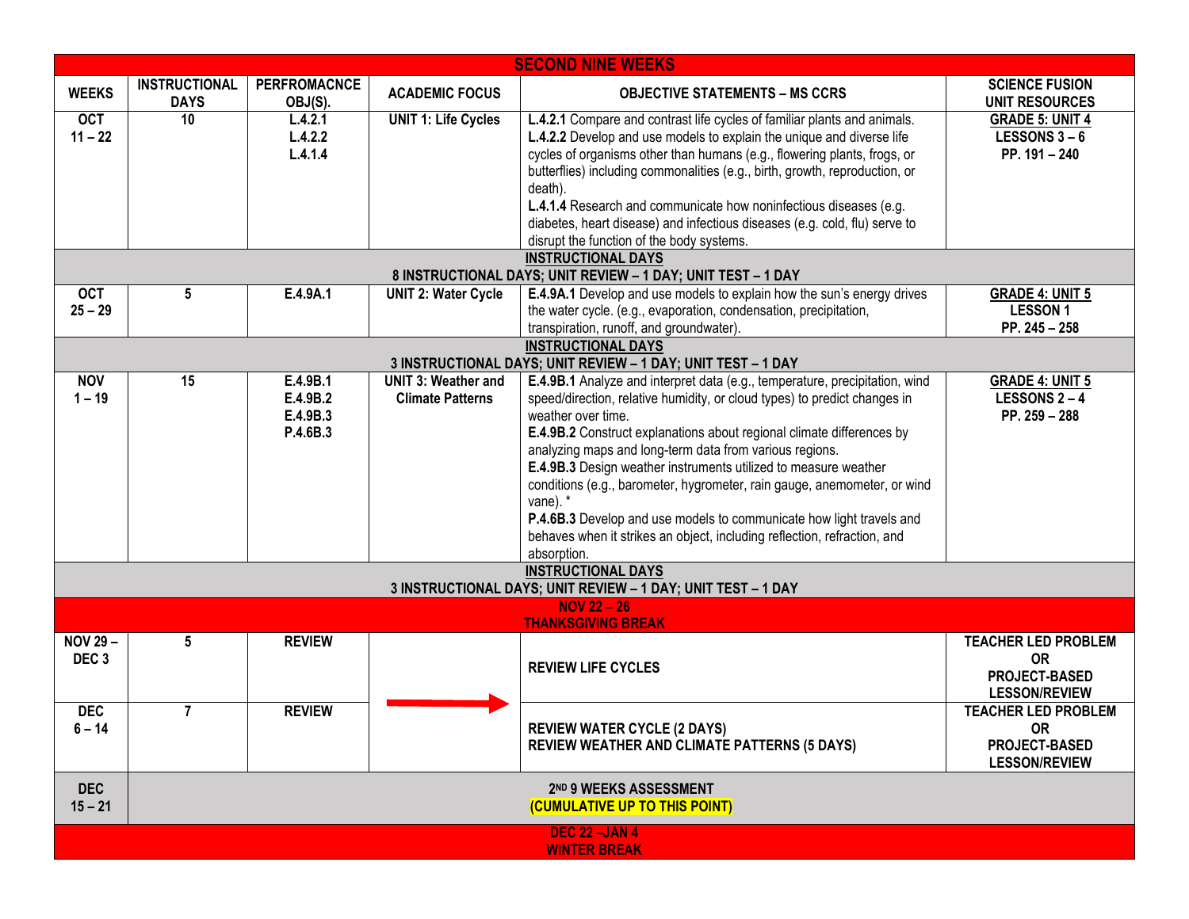| SECOND NINE WEEKS | | | | | |
|---|---|---|---|---|---|
| **WEEKS** | **INSTRUCTIONAL DAYS** | **PERFROMACNCE OBJ(S).** | **ACADEMIC FOCUS** | **OBJECTIVE STATEMENTS – MS CCRS** | **SCIENCE FUSION UNIT RESOURCES** |
| **OCT 11 – 22** | **10** | **L.4.2.1 L.4.2.2 L.4.1.4** | **UNIT 1: Life Cycles** | **L.4.2.1** Compare and contrast life cycles of familiar plants and animals. **L.4.2.2** Develop and use models to explain the unique and diverse life cycles of organisms other than humans (e.g., flowering plants, frogs, or butterflies) including commonalities (e.g., birth, growth, reproduction, or death). **L.4.1.4** Research and communicate how noninfectious diseases (e.g. diabetes, heart disease) and infectious diseases (e.g. cold, flu) serve to disrupt the function of the body systems. | **GRADE 5: UNIT 4 LESSONS 3 – 6 PP. 191 – 240** |
| **INSTRUCTIONAL DAYS 8 INSTRUCTIONAL DAYS; UNIT REVIEW – 1 DAY; UNIT TEST – 1 DAY** | | | | | |
| **OCT 25 – 29** | **5** | **E.4.9A.1** | **UNIT 2: Water Cycle** | **E.4.9A.1** Develop and use models to explain how the sun's energy drives the water cycle. (e.g., evaporation, condensation, precipitation, transpiration, runoff, and groundwater). | **GRADE 4: UNIT 5 LESSON 1 PP. 245 – 258** |
| **INSTRUCTIONAL DAYS 3 INSTRUCTIONAL DAYS; UNIT REVIEW – 1 DAY; UNIT TEST – 1 DAY** | | | | | |
| **NOV 1 – 19** | **15** | **E.4.9B.1 E.4.9B.2 E.4.9B.3 P.4.6B.3** | **UNIT 3: Weather and Climate Patterns** | **E.4.9B.1** Analyze and interpret data (e.g., temperature, precipitation, wind speed/direction, relative humidity, or cloud types) to predict changes in weather over time. **E.4.9B.2** Construct explanations about regional climate differences by analyzing maps and long-term data from various regions. **E.4.9B.3** Design weather instruments utilized to measure weather conditions (e.g., barometer, hygrometer, rain gauge, anemometer, or wind vane). * **P.4.6B.3** Develop and use models to communicate how light travels and behaves when it strikes an object, including reflection, refraction, and absorption. | **GRADE 4: UNIT 5 LESSONS 2 – 4 PP. 259 – 288** |
| **INSTRUCTIONAL DAYS 3 INSTRUCTIONAL DAYS; UNIT REVIEW – 1 DAY; UNIT TEST – 1 DAY** | | | | | |
| **NOV 22 – 26 THANKSGIVING BREAK** | | | | | |
| **NOV 29 – DEC 3** | **5** | **REVIEW** | → | **REVIEW LIFE CYCLES** | **TEACHER LED PROBLEM OR PROJECT-BASED LESSON/REVIEW** |
| **DEC 6 – 14** | **7** | **REVIEW** | | **REVIEW WATER CYCLE (2 DAYS) REVIEW WEATHER AND CLIMATE PATTERNS (5 DAYS)** | **TEACHER LED PROBLEM OR PROJECT-BASED LESSON/REVIEW** |
| **DEC 15 – 21** | **2ND 9 WEEKS ASSESSMENT (CUMULATIVE UP TO THIS POINT)** | | | | |
| **DEC 22 –JAN 4 WINTER BREAK** | | | | | |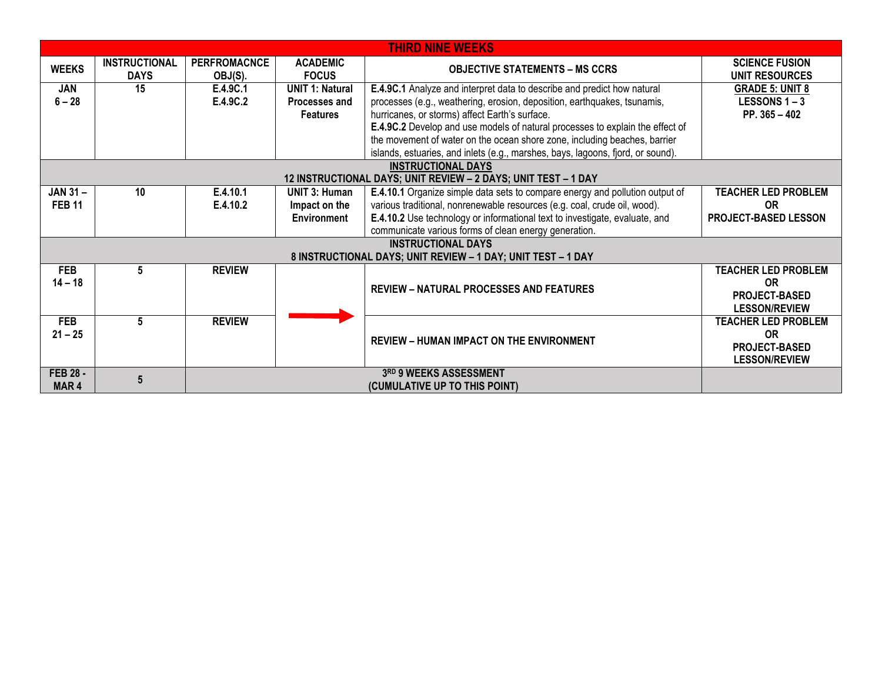| THIRD NINE WEEKS | | | | | |
|---|---|---|---|---|---|
| **WEEKS** | **INSTRUCTIONAL DAYS** | **PERFROMACNCE OBJ(S).** | **ACADEMIC FOCUS** | **OBJECTIVE STATEMENTS – MS CCRS** | **SCIENCE FUSION UNIT RESOURCES** |
| **JAN 6 – 28** | **15** | **E.4.9C.1 E.4.9C.2** | **UNIT 1: Natural Processes and Features** | **E.4.9C.1** Analyze and interpret data to describe and predict how natural processes (e.g., weathering, erosion, deposition, earthquakes, tsunamis, hurricanes, or storms) affect Earth's surface. **E.4.9C.2** Develop and use models of natural processes to explain the effect of the movement of water on the ocean shore zone, including beaches, barrier islands, estuaries, and inlets (e.g., marshes, bays, lagoons, fjord, or sound). | **GRADE 5: UNIT 8 LESSONS 1 – 3 PP. 365 – 402** |
| **INSTRUCTIONAL DAYS** 12 INSTRUCTIONAL DAYS; UNIT REVIEW – 2 DAYS; UNIT TEST – 1 DAY | | | | | |
| **JAN 31 – FEB 11** | **10** | **E.4.10.1 E.4.10.2** | **UNIT 3: Human Impact on the Environment** | **E.4.10.1** Organize simple data sets to compare energy and pollution output of various traditional, nonrenewable resources (e.g. coal, crude oil, wood). **E.4.10.2** Use technology or informational text to investigate, evaluate, and communicate various forms of clean energy generation. | **TEACHER LED PROBLEM OR PROJECT-BASED LESSON** |
| **INSTRUCTIONAL DAYS** 8 INSTRUCTIONAL DAYS; UNIT REVIEW – 1 DAY; UNIT TEST – 1 DAY | | | | | |
| **FEB 14 – 18** | **5** | **REVIEW** | → | **REVIEW – NATURAL PROCESSES AND FEATURES** | **TEACHER LED PROBLEM OR PROJECT-BASED LESSON/REVIEW** |
| **FEB 21 – 25** | **5** | **REVIEW** | | **REVIEW – HUMAN IMPACT ON THE ENVIRONMENT** | **TEACHER LED PROBLEM OR PROJECT-BASED LESSON/REVIEW** |
| **FEB 28 - MAR 4** | **5** | **3RD 9 WEEKS ASSESSMENT (CUMULATIVE UP TO THIS POINT)** | | | |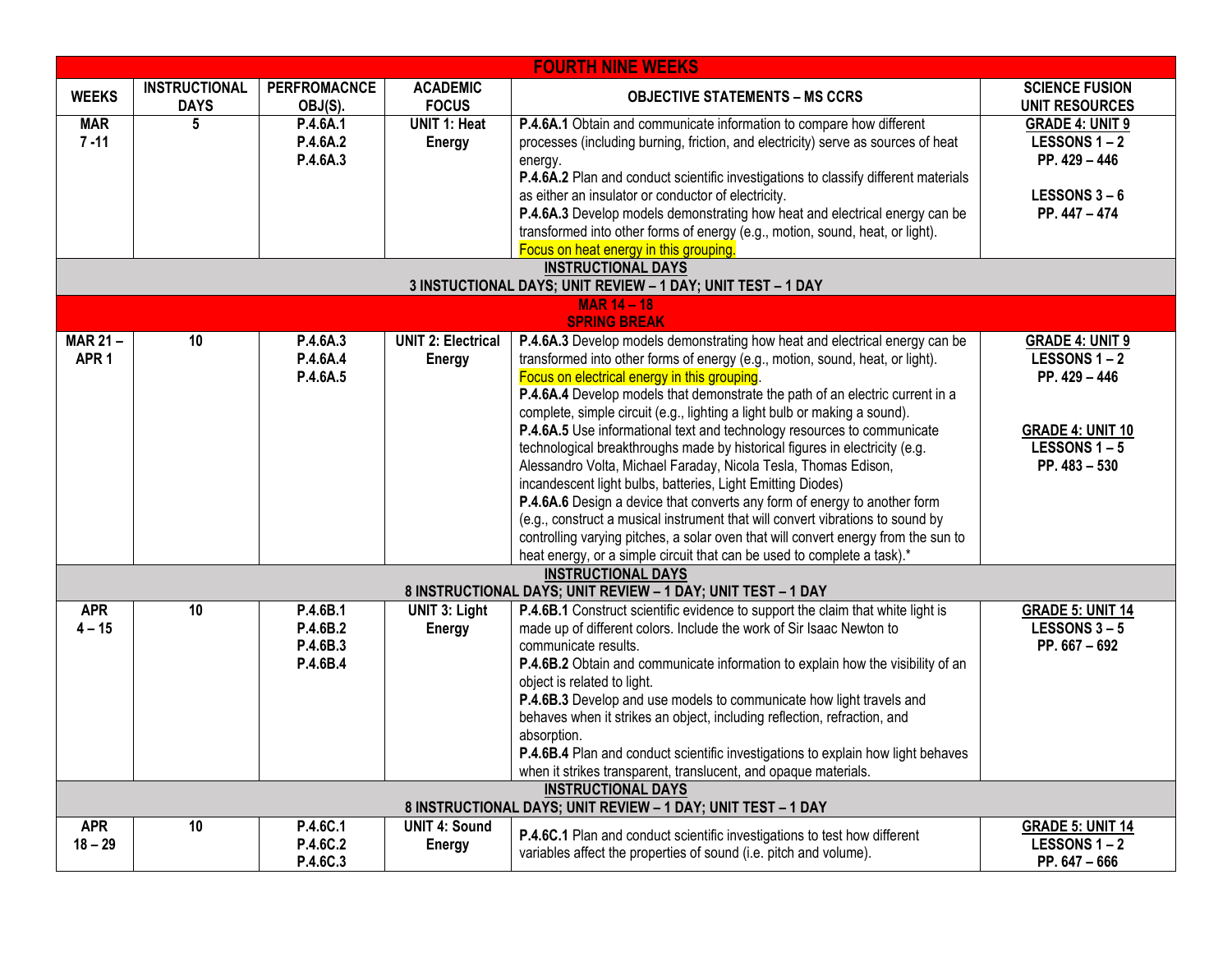| FOURTH NINE WEEKS | | | | | |
|---|---|---|---|---|---|
| **WEEKS** | **INSTRUCTIONAL DAYS** | **PERFROMACNCE OBJ(S).** | **ACADEMIC FOCUS** | **OBJECTIVE STATEMENTS – MS CCRS** | **SCIENCE FUSION UNIT RESOURCES** |
| **MAR 7 -11** | **5** | **P.4.6A.1** **P.4.6A.2** **P.4.6A.3** | **UNIT 1: Heat Energy** | **P.4.6A.1** Obtain and communicate information to compare how different processes (including burning, friction, and electricity) serve as sources of heat energy. **P.4.6A.2** Plan and conduct scientific investigations to classify different materials as either an insulator or conductor of electricity. **P.4.6A.3** Develop models demonstrating how heat and electrical energy can be transformed into other forms of energy (e.g., motion, sound, heat, or light). Focus on heat energy in this grouping. | **GRADE 4: UNIT 9** **LESSONS 1 – 2** **PP. 429 – 446** **LESSONS 3 – 6** **PP. 447 – 474** |
| **INSTRUCTIONAL DAYS** **3 INSTUCTIONAL DAYS; UNIT REVIEW – 1 DAY; UNIT TEST – 1 DAY** | | | | | |
| **MAR 14 – 18** **SPRING BREAK** | | | | | |
| **MAR 21 – APR 1** | **10** | **P.4.6A.3** **P.4.6A.4** **P.4.6A.5** | **UNIT 2: Electrical Energy** | **P.4.6A.3** Develop models demonstrating how heat and electrical energy can be transformed into other forms of energy (e.g., motion, sound, heat, or light). Focus on electrical energy in this grouping. **P.4.6A.4** Develop models that demonstrate the path of an electric current in a complete, simple circuit (e.g., lighting a light bulb or making a sound). **P.4.6A.5** Use informational text and technology resources to communicate technological breakthroughs made by historical figures in electricity (e.g. Alessandro Volta, Michael Faraday, Nicola Tesla, Thomas Edison, incandescent light bulbs, batteries, Light Emitting Diodes) **P.4.6A.6** Design a device that converts any form of energy to another form (e.g., construct a musical instrument that will convert vibrations to sound by controlling varying pitches, a solar oven that will convert energy from the sun to heat energy, or a simple circuit that can be used to complete a task).* | **GRADE 4: UNIT 9** **LESSONS 1 – 2** **PP. 429 – 446** **GRADE 4: UNIT 10** **LESSONS 1 – 5** **PP. 483 – 530** |
| **INSTRUCTIONAL DAYS** **8 INSTRUCTIONAL DAYS; UNIT REVIEW – 1 DAY; UNIT TEST – 1 DAY** | | | | | |
| **APR 4 – 15** | **10** | **P.4.6B.1** **P.4.6B.2** **P.4.6B.3** **P.4.6B.4** | **UNIT 3: Light Energy** | **P.4.6B.1** Construct scientific evidence to support the claim that white light is made up of different colors. Include the work of Sir Isaac Newton to communicate results. **P.4.6B.2** Obtain and communicate information to explain how the visibility of an object is related to light. **P.4.6B.3** Develop and use models to communicate how light travels and behaves when it strikes an object, including reflection, refraction, and absorption. **P.4.6B.4** Plan and conduct scientific investigations to explain how light behaves when it strikes transparent, translucent, and opaque materials. | **GRADE 5: UNIT 14** **LESSONS 3 – 5** **PP. 667 – 692** |
| **INSTRUCTIONAL DAYS** **8 INSTRUCTIONAL DAYS; UNIT REVIEW – 1 DAY; UNIT TEST – 1 DAY** | | | | | |
| **APR 18 – 29** | **10** | **P.4.6C.1** **P.4.6C.2** **P.4.6C.3** | **UNIT 4: Sound Energy** | **P.4.6C.1** Plan and conduct scientific investigations to test how different variables affect the properties of sound (i.e. pitch and volume). | **GRADE 5: UNIT 14** **LESSONS 1 – 2** **PP. 647 – 666** |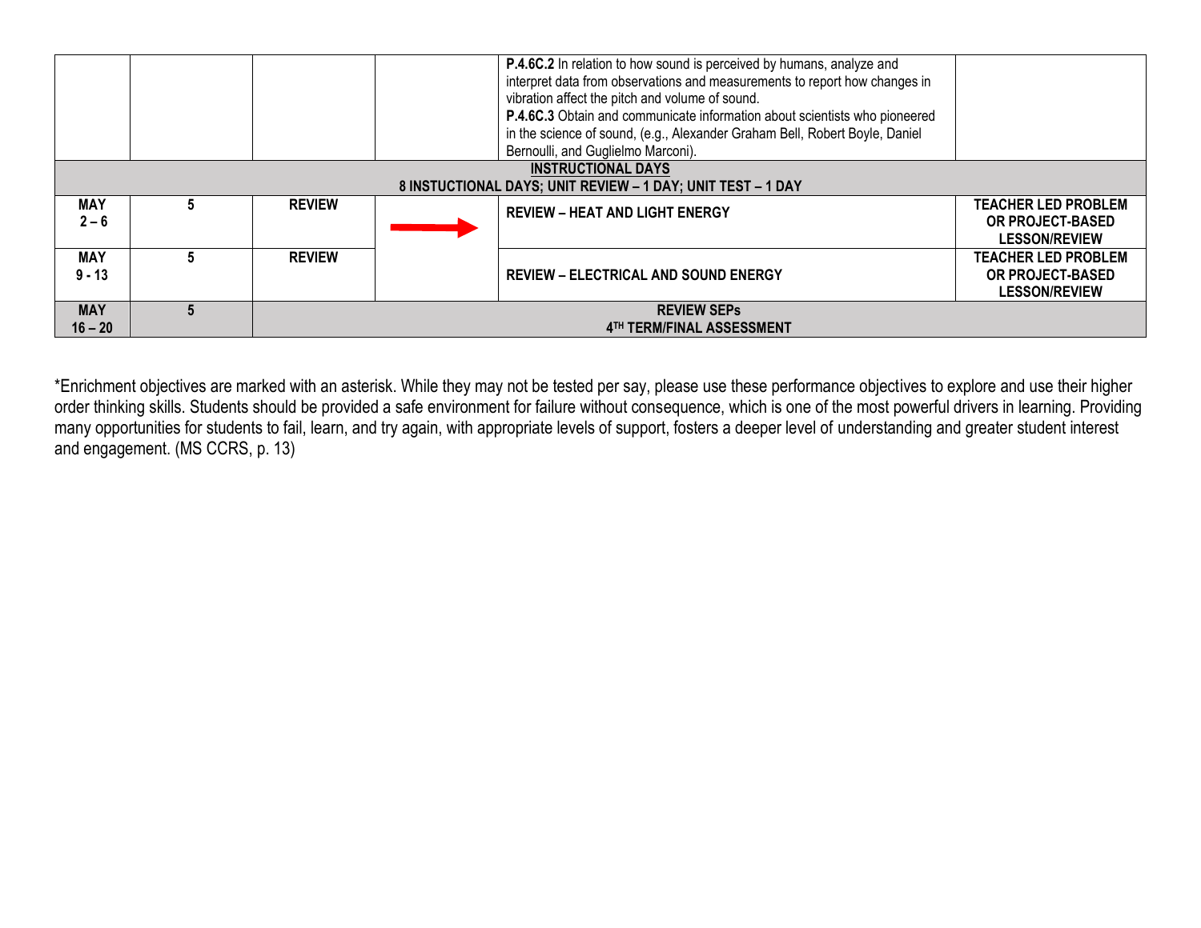| | | | | | |
|---|---|---|---|---|---|
| | | | | **P.4.6C.2** In relation to how sound is perceived by humans, analyze and interpret data from observations and measurements to report how changes in vibration affect the pitch and volume of sound.<br>**P.4.6C.3** Obtain and communicate information about scientists who pioneered in the science of sound, (e.g., Alexander Graham Bell, Robert Boyle, Daniel Bernoulli, and Guglielmo Marconi). | |
| **INSTRUCTIONAL DAYS**<br>**8 INSTUCTIONAL DAYS; UNIT REVIEW – 1 DAY; UNIT TEST – 1 DAY** | | | | | |
| **MAY 2 – 6** | **5** | **REVIEW** | → | **REVIEW – HEAT AND LIGHT ENERGY** | **TEACHER LED PROBLEM OR PROJECT-BASED LESSON/REVIEW** |
| **MAY 9 - 13** | **5** | **REVIEW** | | **REVIEW – ELECTRICAL AND SOUND ENERGY** | **TEACHER LED PROBLEM OR PROJECT-BASED LESSON/REVIEW** |
| **MAY 16 – 20** | **5** | **REVIEW SEPs**<br>**4TH TERM/FINAL ASSESSMENT** | | | |

*Enrichment objectives are marked with an asterisk. While they may not be tested per say, please use these performance objectives to explore and use their higher order thinking skills. Students should be provided a safe environment for failure without consequence, which is one of the most powerful drivers in learning. Providing many opportunities for students to fail, learn, and try again, with appropriate levels of support, fosters a deeper level of understanding and greater student interest and engagement. (MS CCRS, p. 13)